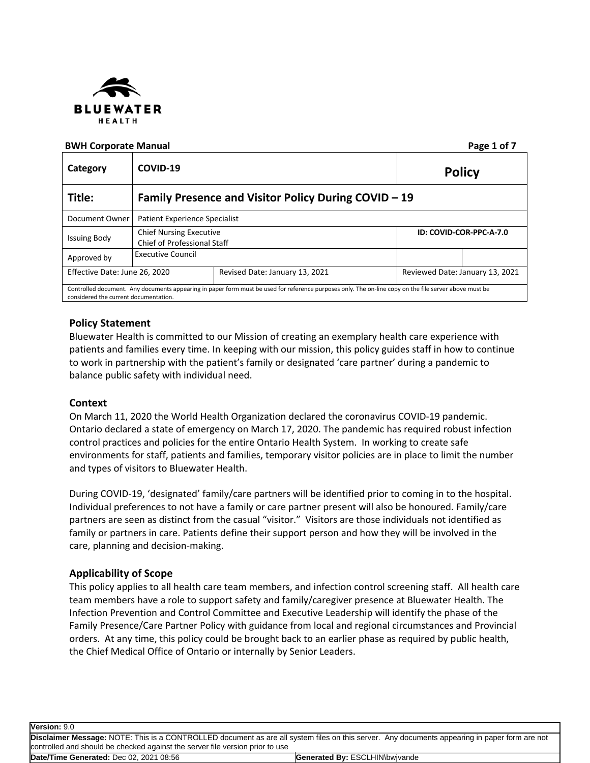BLUEWATER HEALTH

BWH Corporate Manual

| Category | COVID-19 | | Policy | |
|---|---|---|---|---|
| **Title:** | **Family Presence and Visitor Policy During COVID – 19** | | | |
| Document Owner | Patient Experience Specialist | | | |
| Issuing Body | Chief Nursing Executive<br>Chief of Professional Staff | | ID: COVID-COR-PPC-A-7.0 | |
| Approved by | Executive Council | | | |
| Effective Date: June 26, 2020 | | Revised Date: January 13, 2021 | Reviewed Date: January 13, 2021 | |
| Controlled document. Any documents appearing in paper form must be used for reference purposes only. The on-line copy on the file server above must be considered the current documentation. | | | | |

## Policy Statement

Bluewater Health is committed to our Mission of creating an exemplary health care experience with patients and families every time. In keeping with our mission, this policy guides staff in how to continue to work in partnership with the patient's family or designated 'care partner' during a pandemic to balance public safety with individual need.

## Context

On March 11, 2020 the World Health Organization declared the coronavirus COVID-19 pandemic. Ontario declared a state of emergency on March 17, 2020. The pandemic has required robust infection control practices and policies for the entire Ontario Health System. In working to create safe environments for staff, patients and families, temporary visitor policies are in place to limit the number and types of visitors to Bluewater Health.

During COVID-19, 'designated' family/care partners will be identified prior to coming in to the hospital. Individual preferences to not have a family or care partner present will also be honoured. Family/care partners are seen as distinct from the casual "visitor." Visitors are those individuals not identified as family or partners in care. Patients define their support person and how they will be involved in the care, planning and decision-making.

## Applicability of Scope

This policy applies to all health care team members, and infection control screening staff. All health care team members have a role to support safety and family/caregiver presence at Bluewater Health. The Infection Prevention and Control Committee and Executive Leadership will identify the phase of the Family Presence/Care Partner Policy with guidance from local and regional circumstances and Provincial orders. At any time, this policy could be brought back to an earlier phase as required by public health, the Chief Medical Office of Ontario or internally by Senior Leaders.

| **Version:** 9.0 | |
|---|---|
| **Disclaimer Message:** NOTE: This is a CONTROLLED document as are all system files on this server. Any documents appearing in paper form are not controlled and should be checked against the server file version prior to use | |
| **Date/Time Generated:** Dec 02, 2021 08:56 | **Generated By:** ESCLHIN\bwjvande |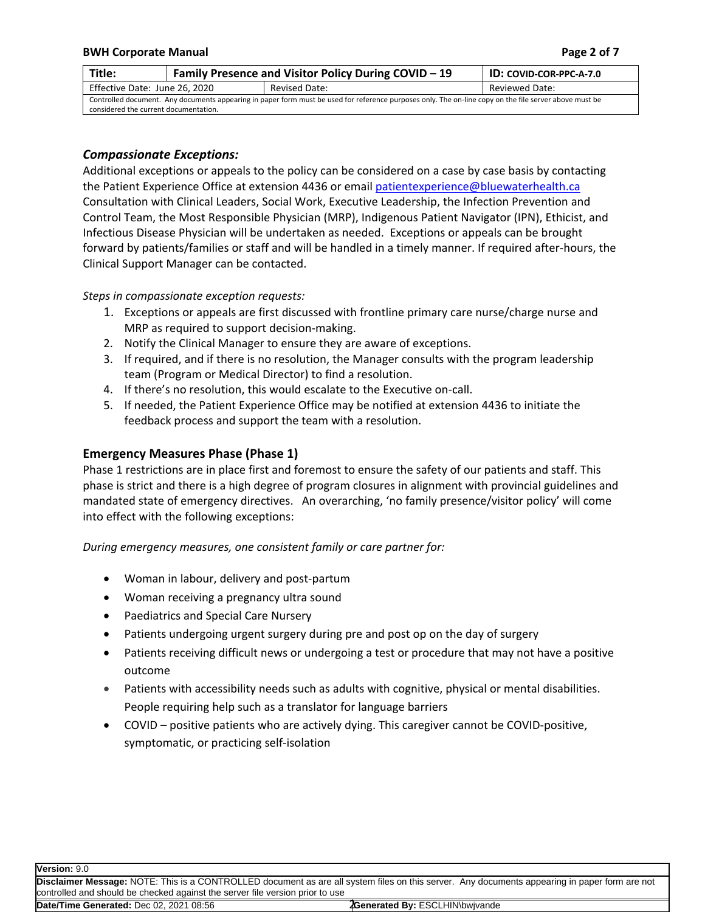### *Compassionate Exceptions:*

Additional exceptions or appeals to the policy can be considered on a case by case basis by contacting the Patient Experience Office at extension 4436 or email patientexperience@bluewaterhealth.ca Consultation with Clinical Leaders, Social Work, Executive Leadership, the Infection Prevention and Control Team, the Most Responsible Physician (MRP), Indigenous Patient Navigator (IPN), Ethicist, and Infectious Disease Physician will be undertaken as needed. Exceptions or appeals can be brought forward by patients/families or staff and will be handled in a timely manner. If required after-hours, the Clinical Support Manager can be contacted.

*Steps in compassionate exception requests:*

1. Exceptions or appeals are first discussed with frontline primary care nurse/charge nurse and MRP as required to support decision-making.
2. Notify the Clinical Manager to ensure they are aware of exceptions.
3. If required, and if there is no resolution, the Manager consults with the program leadership team (Program or Medical Director) to find a resolution.
4. If there's no resolution, this would escalate to the Executive on-call.
5. If needed, the Patient Experience Office may be notified at extension 4436 to initiate the feedback process and support the team with a resolution.

### Emergency Measures Phase (Phase 1)

Phase 1 restrictions are in place first and foremost to ensure the safety of our patients and staff. This phase is strict and there is a high degree of program closures in alignment with provincial guidelines and mandated state of emergency directives. An overarching, 'no family presence/visitor policy' will come into effect with the following exceptions:

*During emergency measures, one consistent family or care partner for:*

- Woman in labour, delivery and post-partum
- Woman receiving a pregnancy ultra sound
- Paediatrics and Special Care Nursery
- Patients undergoing urgent surgery during pre and post op on the day of surgery
- Patients receiving difficult news or undergoing a test or procedure that may not have a positive outcome
- Patients with accessibility needs such as adults with cognitive, physical or mental disabilities. People requiring help such as a translator for language barriers
- COVID – positive patients who are actively dying. This caregiver cannot be COVID-positive, symptomatic, or practicing self-isolation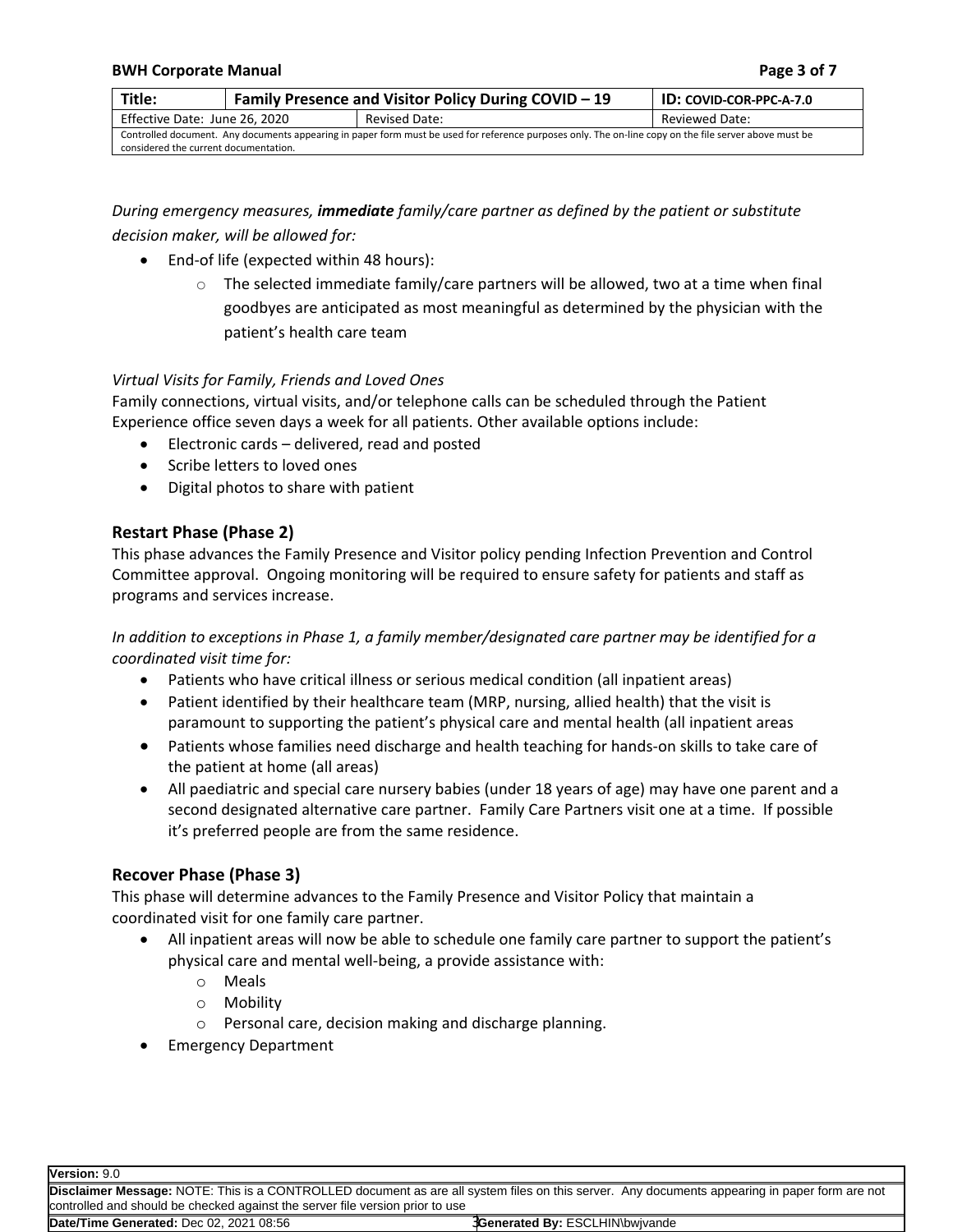*During emergency measures, **immediate** family/care partner as defined by the patient or substitute decision maker, will be allowed for:*

- End-of life (expected within 48 hours):
  - The selected immediate family/care partners will be allowed, two at a time when final goodbyes are anticipated as most meaningful as determined by the physician with the patient's health care team

*Virtual Visits for Family, Friends and Loved Ones*

Family connections, virtual visits, and/or telephone calls can be scheduled through the Patient Experience office seven days a week for all patients. Other available options include:

- Electronic cards – delivered, read and posted
- Scribe letters to loved ones
- Digital photos to share with patient

## Restart Phase (Phase 2)

This phase advances the Family Presence and Visitor policy pending Infection Prevention and Control Committee approval. Ongoing monitoring will be required to ensure safety for patients and staff as programs and services increase.

*In addition to exceptions in Phase 1, a family member/designated care partner may be identified for a coordinated visit time for:*

- Patients who have critical illness or serious medical condition (all inpatient areas)
- Patient identified by their healthcare team (MRP, nursing, allied health) that the visit is paramount to supporting the patient's physical care and mental health (all inpatient areas
- Patients whose families need discharge and health teaching for hands-on skills to take care of the patient at home (all areas)
- All paediatric and special care nursery babies (under 18 years of age) may have one parent and a second designated alternative care partner. Family Care Partners visit one at a time. If possible it's preferred people are from the same residence.

## Recover Phase (Phase 3)

This phase will determine advances to the Family Presence and Visitor Policy that maintain a coordinated visit for one family care partner.

- All inpatient areas will now be able to schedule one family care partner to support the patient's physical care and mental well-being, a provide assistance with:
  - Meals
  - Mobility
  - Personal care, decision making and discharge planning.
- Emergency Department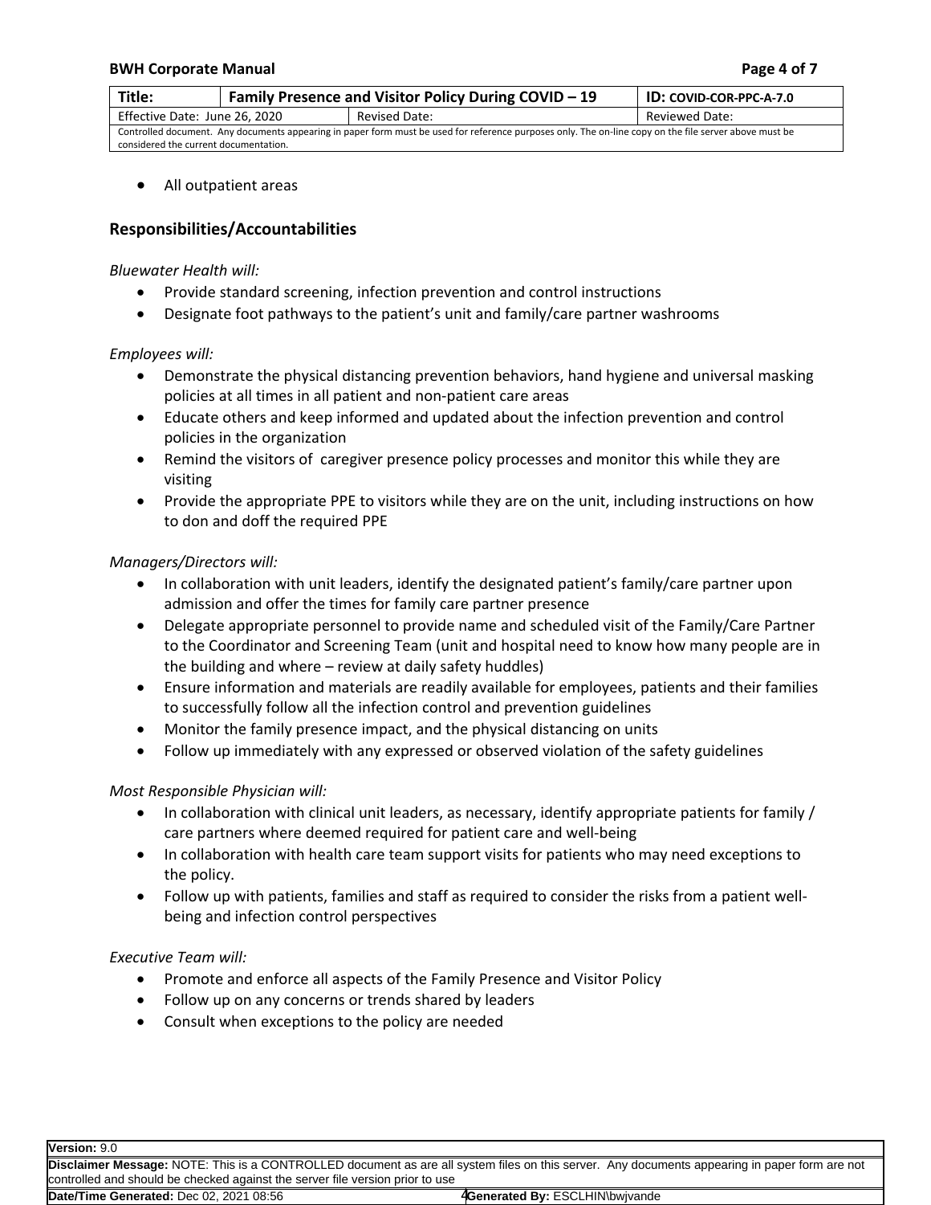- All outpatient areas

## Responsibilities/Accountabilities

*Bluewater Health will:*

- Provide standard screening, infection prevention and control instructions
- Designate foot pathways to the patient's unit and family/care partner washrooms

*Employees will:*

- Demonstrate the physical distancing prevention behaviors, hand hygiene and universal masking policies at all times in all patient and non-patient care areas
- Educate others and keep informed and updated about the infection prevention and control policies in the organization
- Remind the visitors of caregiver presence policy processes and monitor this while they are visiting
- Provide the appropriate PPE to visitors while they are on the unit, including instructions on how to don and doff the required PPE

*Managers/Directors will:*

- In collaboration with unit leaders, identify the designated patient's family/care partner upon admission and offer the times for family care partner presence
- Delegate appropriate personnel to provide name and scheduled visit of the Family/Care Partner to the Coordinator and Screening Team (unit and hospital need to know how many people are in the building and where – review at daily safety huddles)
- Ensure information and materials are readily available for employees, patients and their families to successfully follow all the infection control and prevention guidelines
- Monitor the family presence impact, and the physical distancing on units
- Follow up immediately with any expressed or observed violation of the safety guidelines

*Most Responsible Physician will:*

- In collaboration with clinical unit leaders, as necessary, identify appropriate patients for family / care partners where deemed required for patient care and well-being
- In collaboration with health care team support visits for patients who may need exceptions to the policy.
- Follow up with patients, families and staff as required to consider the risks from a patient well-being and infection control perspectives

*Executive Team will:*

- Promote and enforce all aspects of the Family Presence and Visitor Policy
- Follow up on any concerns or trends shared by leaders
- Consult when exceptions to the policy are needed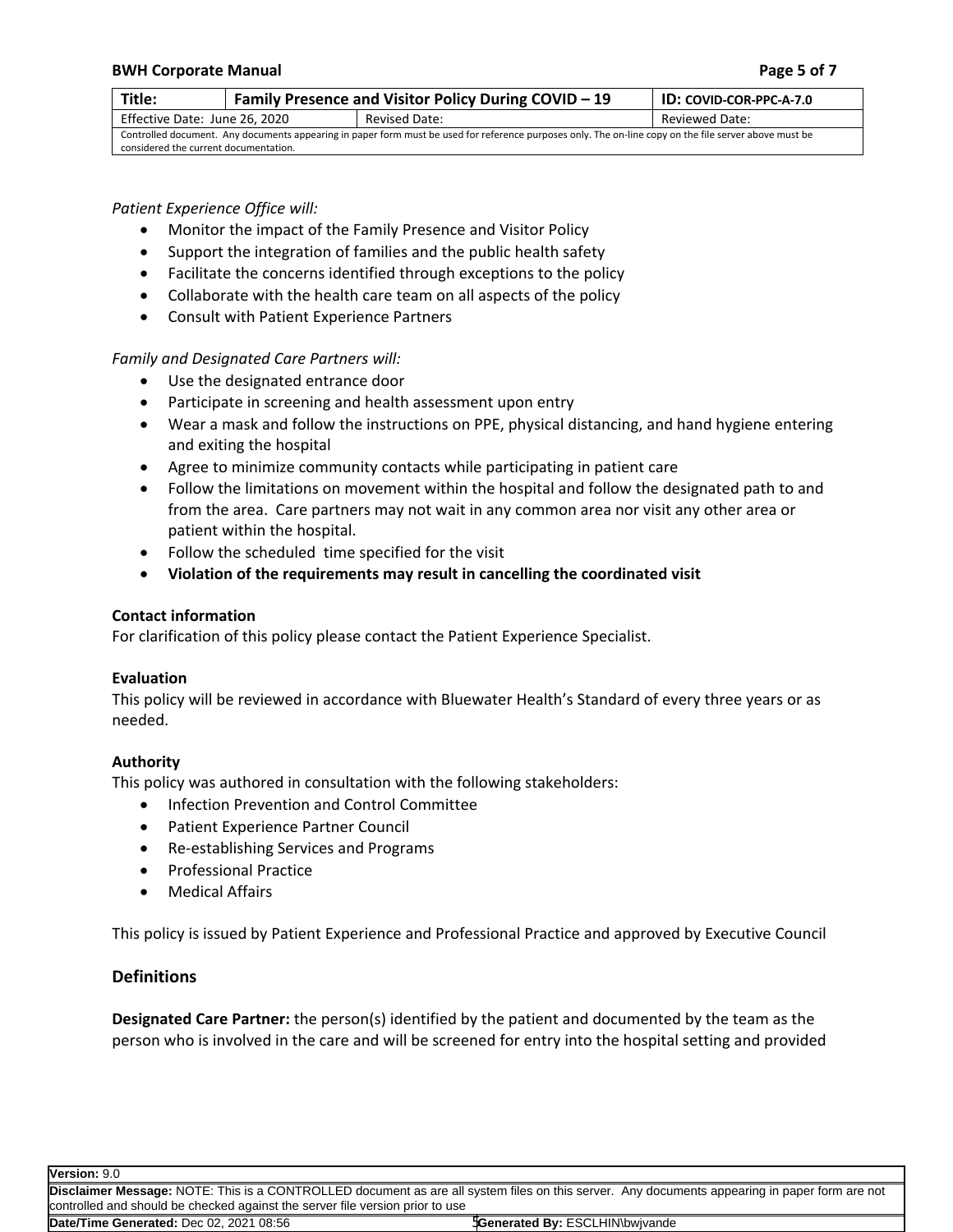*Patient Experience Office will:*

- Monitor the impact of the Family Presence and Visitor Policy
- Support the integration of families and the public health safety
- Facilitate the concerns identified through exceptions to the policy
- Collaborate with the health care team on all aspects of the policy
- Consult with Patient Experience Partners

*Family and Designated Care Partners will:*

- Use the designated entrance door
- Participate in screening and health assessment upon entry
- Wear a mask and follow the instructions on PPE, physical distancing, and hand hygiene entering and exiting the hospital
- Agree to minimize community contacts while participating in patient care
- Follow the limitations on movement within the hospital and follow the designated path to and from the area. Care partners may not wait in any common area nor visit any other area or patient within the hospital.
- Follow the scheduled time specified for the visit
- **Violation of the requirements may result in cancelling the coordinated visit**

**Contact information**

For clarification of this policy please contact the Patient Experience Specialist.

**Evaluation**

This policy will be reviewed in accordance with Bluewater Health's Standard of every three years or as needed.

**Authority**

This policy was authored in consultation with the following stakeholders:

- Infection Prevention and Control Committee
- Patient Experience Partner Council
- Re-establishing Services and Programs
- Professional Practice
- Medical Affairs

This policy is issued by Patient Experience and Professional Practice and approved by Executive Council

## Definitions

**Designated Care Partner:** the person(s) identified by the patient and documented by the team as the person who is involved in the care and will be screened for entry into the hospital setting and provided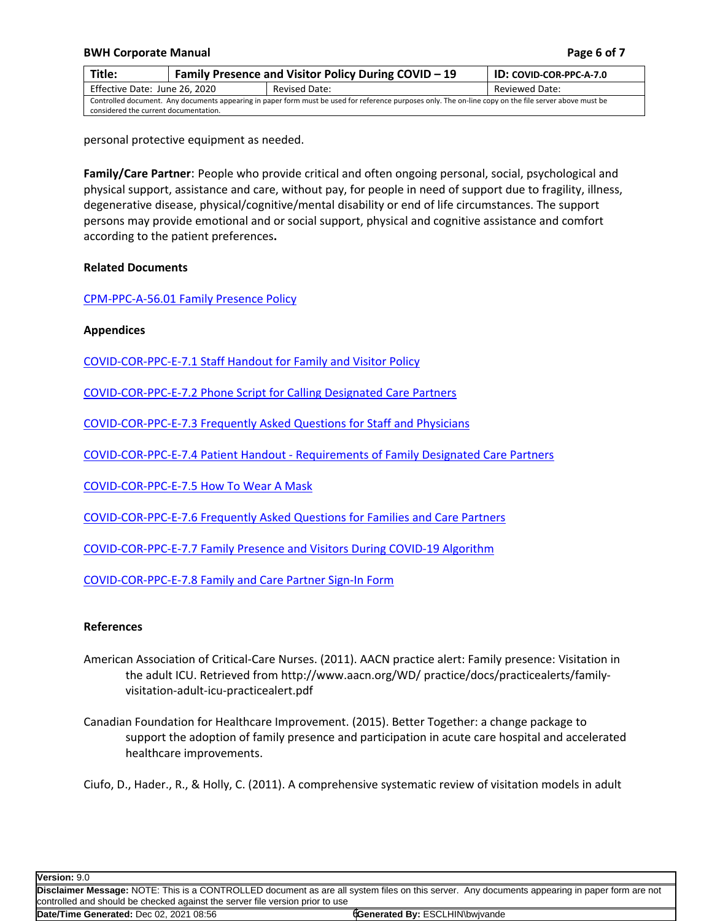personal protective equipment as needed.

**Family/Care Partner**: People who provide critical and often ongoing personal, social, psychological and physical support, assistance and care, without pay, for people in need of support due to fragility, illness, degenerative disease, physical/cognitive/mental disability or end of life circumstances. The support persons may provide emotional and or social support, physical and cognitive assistance and comfort according to the patient preferences**.**

**Related Documents**

CPM-PPC-A-56.01 Family Presence Policy

**Appendices**

COVID-COR-PPC-E-7.1 Staff Handout for Family and Visitor Policy

COVID-COR-PPC-E-7.2 Phone Script for Calling Designated Care Partners

COVID-COR-PPC-E-7.3 Frequently Asked Questions for Staff and Physicians

COVID-COR-PPC-E-7.4 Patient Handout - Requirements of Family Designated Care Partners

COVID-COR-PPC-E-7.5 How To Wear A Mask

COVID-COR-PPC-E-7.6 Frequently Asked Questions for Families and Care Partners

COVID-COR-PPC-E-7.7 Family Presence and Visitors During COVID-19 Algorithm

COVID-COR-PPC-E-7.8 Family and Care Partner Sign-In Form

**References**

American Association of Critical-Care Nurses. (2011). AACN practice alert: Family presence: Visitation in the adult ICU. Retrieved from http://www.aacn.org/WD/ practice/docs/practicealerts/family-visitation-adult-icu-practicealert.pdf

Canadian Foundation for Healthcare Improvement. (2015). Better Together: a change package to support the adoption of family presence and participation in acute care hospital and accelerated healthcare improvements.

Ciufo, D., Hader., R., & Holly, C. (2011). A comprehensive systematic review of visitation models in adult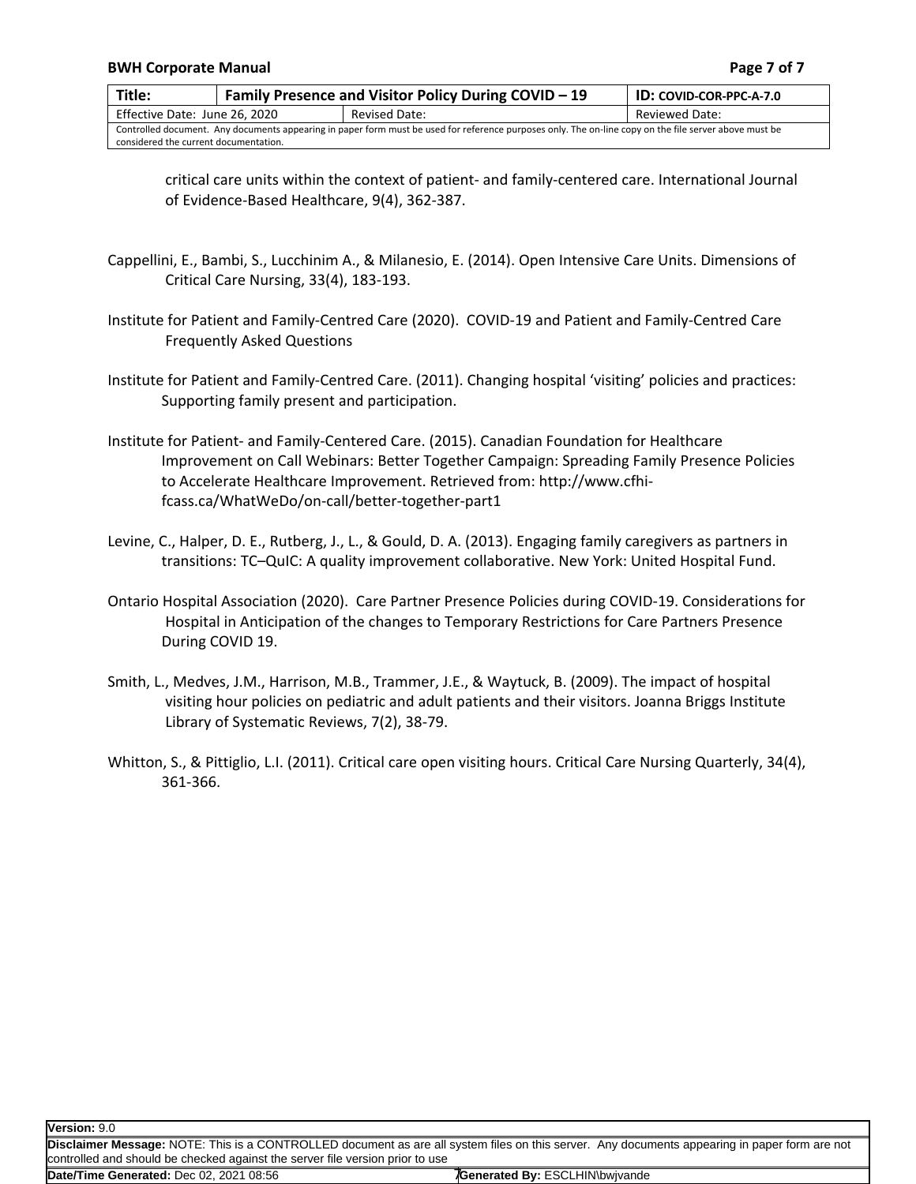critical care units within the context of patient- and family-centered care. International Journal of Evidence-Based Healthcare, 9(4), 362-387.

Cappellini, E., Bambi, S., Lucchinim A., & Milanesio, E. (2014). Open Intensive Care Units. Dimensions of Critical Care Nursing, 33(4), 183-193.

Institute for Patient and Family-Centred Care (2020). COVID-19 and Patient and Family-Centred Care Frequently Asked Questions

Institute for Patient and Family-Centred Care. (2011). Changing hospital 'visiting' policies and practices: Supporting family present and participation.

Institute for Patient- and Family-Centered Care. (2015). Canadian Foundation for Healthcare Improvement on Call Webinars: Better Together Campaign: Spreading Family Presence Policies to Accelerate Healthcare Improvement. Retrieved from: http://www.cfhi-fcass.ca/WhatWeDo/on-call/better-together-part1

Levine, C., Halper, D. E., Rutberg, J., L., & Gould, D. A. (2013). Engaging family caregivers as partners in transitions: TC–QuIC: A quality improvement collaborative. New York: United Hospital Fund.

Ontario Hospital Association (2020). Care Partner Presence Policies during COVID-19. Considerations for Hospital in Anticipation of the changes to Temporary Restrictions for Care Partners Presence During COVID 19.

Smith, L., Medves, J.M., Harrison, M.B., Trammer, J.E., & Waytuck, B. (2009). The impact of hospital visiting hour policies on pediatric and adult patients and their visitors. Joanna Briggs Institute Library of Systematic Reviews, 7(2), 38-79.

Whitton, S., & Pittiglio, L.I. (2011). Critical care open visiting hours. Critical Care Nursing Quarterly, 34(4), 361-366.